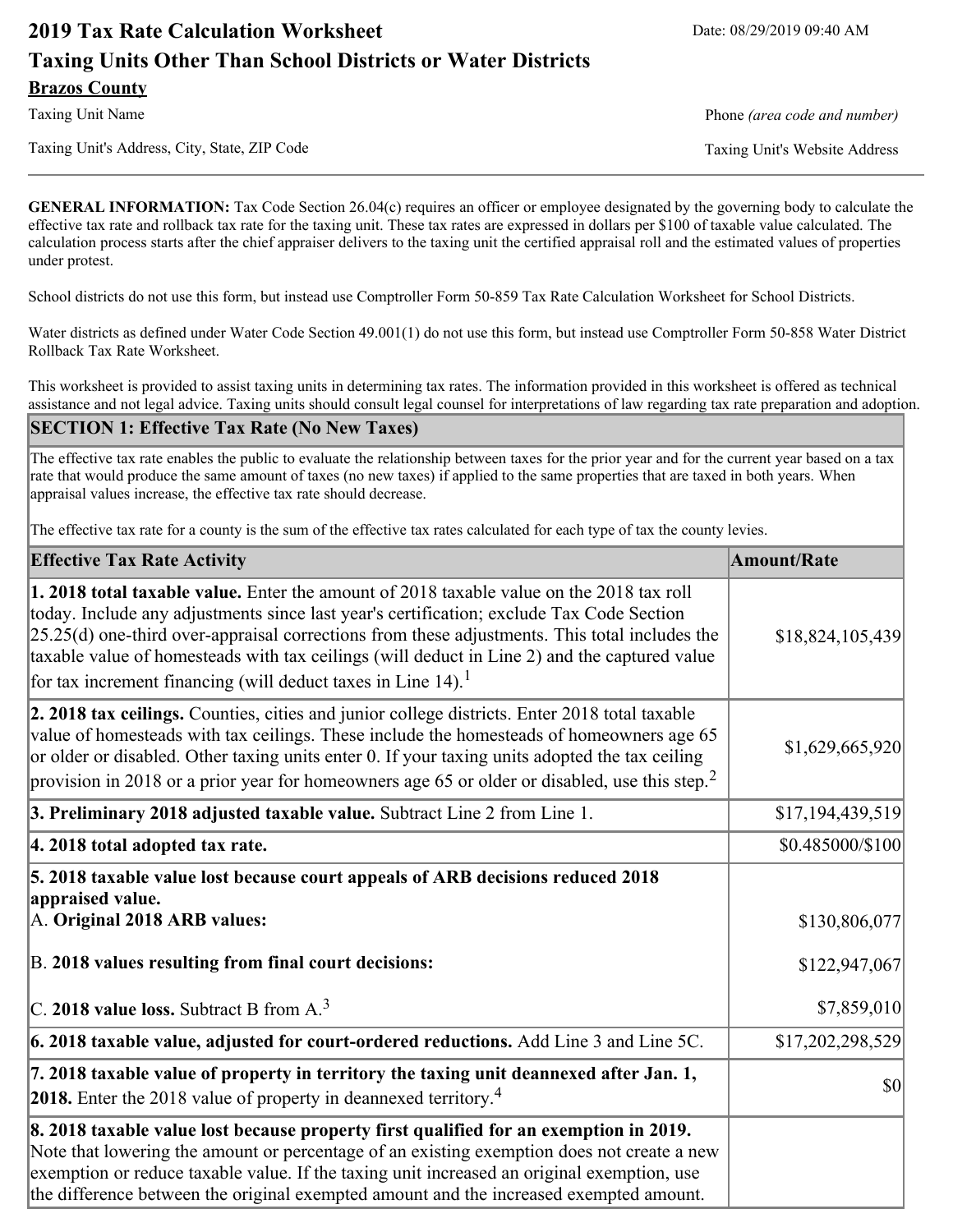# 2019 Tax Rate Calculation Worksheet

Date: 08/29/2019 09:40 AM

## Taxing Units Other Than School Districts or Water Districts

**Brazos County**

Taxing Unit Name

Phone *(area code and number)*

Taxing Unit's Address, City, State, ZIP Code

Taxing Unit's Website Address

**GENERAL INFORMATION:** Tax Code Section 26.04(c) requires an officer or employee designated by the governing body to calculate the effective tax rate and rollback tax rate for the taxing unit. These tax rates are expressed in dollars per $100 of taxable value calculated. The calculation process starts after the chief appraiser delivers to the taxing unit the certified appraisal roll and the estimated values of properties under protest.

School districts do not use this form, but instead use Comptroller Form 50-859 Tax Rate Calculation Worksheet for School Districts.

Water districts as defined under Water Code Section 49.001(1) do not use this form, but instead use Comptroller Form 50-858 Water District Rollback Tax Rate Worksheet.

This worksheet is provided to assist taxing units in determining tax rates. The information provided in this worksheet is offered as technical assistance and not legal advice. Taxing units should consult legal counsel for interpretations of law regarding tax rate preparation and adoption.

### SECTION 1: Effective Tax Rate (No New Taxes)

The effective tax rate enables the public to evaluate the relationship between taxes for the prior year and for the current year based on a tax rate that would produce the same amount of taxes (no new taxes) if applied to the same properties that are taxed in both years. When appraisal values increase, the effective tax rate should decrease.

The effective tax rate for a county is the sum of the effective tax rates calculated for each type of tax the county levies.

| Effective Tax Rate Activity | Amount/Rate |
|---|---|
| **1. 2018 total taxable value.** Enter the amount of 2018 taxable value on the 2018 tax roll today. Include any adjustments since last year's certification; exclude Tax Code Section 25.25(d) one-third over-appraisal corrections from these adjustments. This total includes the taxable value of homesteads with tax ceilings (will deduct in Line 2) and the captured value for tax increment financing (will deduct taxes in Line 14).[1] | $18,824,105,439 |
| **2. 2018 tax ceilings.** Counties, cities and junior college districts. Enter 2018 total taxable value of homesteads with tax ceilings. These include the homesteads of homeowners age 65 or older or disabled. Other taxing units enter 0. If your taxing units adopted the tax ceiling provision in 2018 or a prior year for homeowners age 65 or older or disabled, use this step.[2] | $1,629,665,920 |
| **3. Preliminary 2018 adjusted taxable value.** Subtract Line 2 from Line 1. | $17,194,439,519 |
| **4. 2018 total adopted tax rate.** | $0.485000/$100 |
| **5. 2018 taxable value lost because court appeals of ARB decisions reduced 2018 appraised value.** | |
| A. **Original 2018 ARB values:** | $130,806,077 |
| B. **2018 values resulting from final court decisions:** | $122,947,067 |
| C. **2018 value loss.** Subtract B from A.[3] | $7,859,010 |
| **6. 2018 taxable value, adjusted for court-ordered reductions.** Add Line 3 and Line 5C. | $17,202,298,529 |
| **7. 2018 taxable value of property in territory the taxing unit deannexed after Jan. 1, 2018.** Enter the 2018 value of property in deannexed territory.[4] | $0 |
| **8. 2018 taxable value lost because property first qualified for an exemption in 2019.** Note that lowering the amount or percentage of an existing exemption does not create a new exemption or reduce taxable value. If the taxing unit increased an original exemption, use the difference between the original exempted amount and the increased exempted amount. | |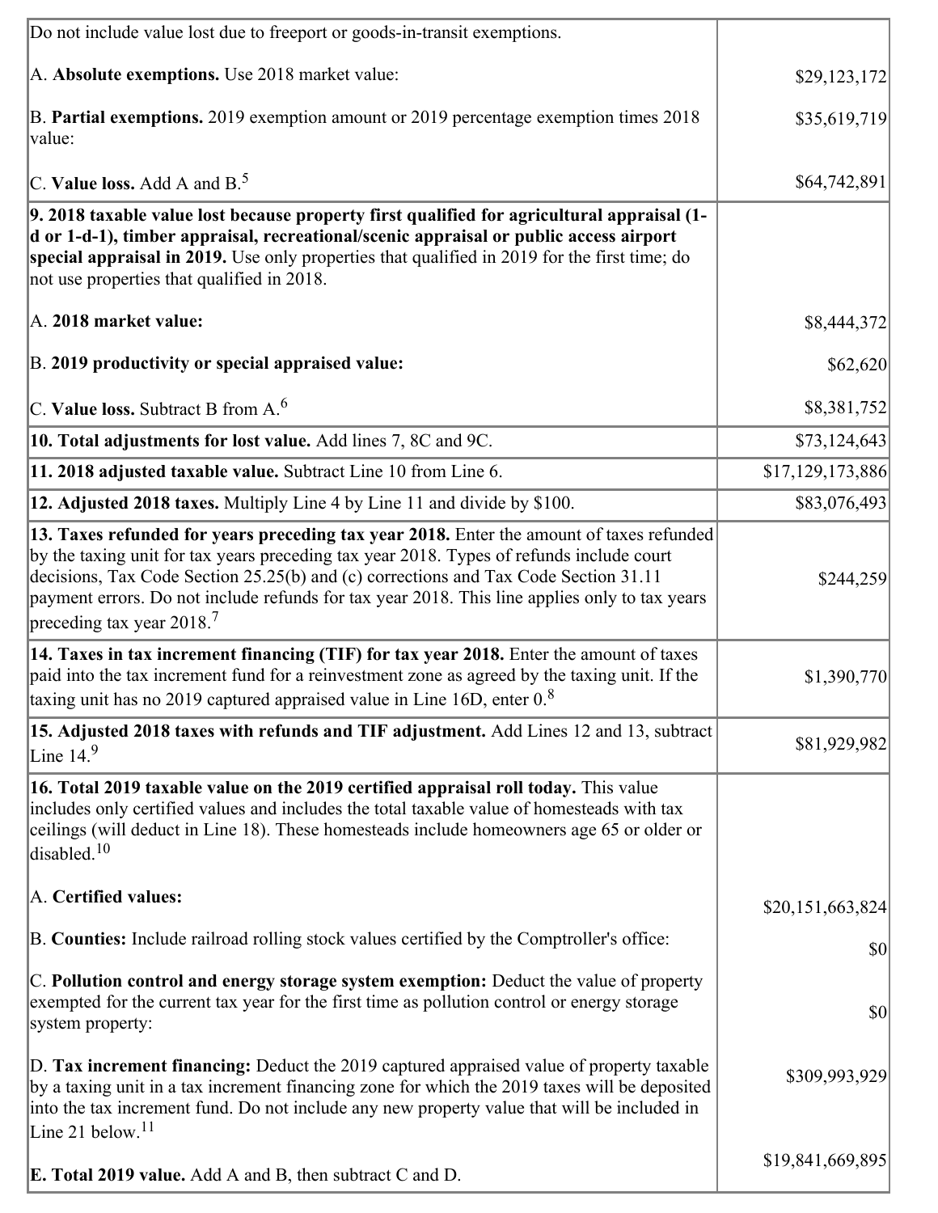| | |
|---|---|
| Do not include value lost due to freeport or goods-in-transit exemptions.<br><br>A. **Absolute exemptions.** Use 2018 market value: | $29,123,172 |
| B. **Partial exemptions.** 2019 exemption amount or 2019 percentage exemption times 2018 value: | $35,619,719 |
| C. **Value loss.** Add A and B.[5] | $64,742,891 |
| **9. 2018 taxable value lost because property first qualified for agricultural appraisal (1-d or 1-d-1), timber appraisal, recreational/scenic appraisal or public access airport special appraisal in 2019.** Use only properties that qualified in 2019 for the first time; do not use properties that qualified in 2018.<br><br>A. **2018 market value:** | $8,444,372 |
| B. **2019 productivity or special appraised value:** | $62,620 |
| C. **Value loss.** Subtract B from A.[6] | $8,381,752 |
| **10. Total adjustments for lost value.** Add lines 7, 8C and 9C. | $73,124,643 |
| **11. 2018 adjusted taxable value.** Subtract Line 10 from Line 6. | $17,129,173,886 |
| **12. Adjusted 2018 taxes.** Multiply Line 4 by Line 11 and divide by $100. | $83,076,493 |
| **13. Taxes refunded for years preceding tax year 2018.** Enter the amount of taxes refunded by the taxing unit for tax years preceding tax year 2018. Types of refunds include court decisions, Tax Code Section 25.25(b) and (c) corrections and Tax Code Section 31.11 payment errors. Do not include refunds for tax year 2018. This line applies only to tax years preceding tax year 2018.[7] | $244,259 |
| **14. Taxes in tax increment financing (TIF) for tax year 2018.** Enter the amount of taxes paid into the tax increment fund for a reinvestment zone as agreed by the taxing unit. If the taxing unit has no 2019 captured appraised value in Line 16D, enter 0.[8] | $1,390,770 |
| **15. Adjusted 2018 taxes with refunds and TIF adjustment.** Add Lines 12 and 13, subtract Line 14.[9] | $81,929,982 |
| **16. Total 2019 taxable value on the 2019 certified appraisal roll today.** This value includes only certified values and includes the total taxable value of homesteads with tax ceilings (will deduct in Line 18). These homesteads include homeowners age 65 or older or disabled.[10]<br><br>A. **Certified values:** | $20,151,663,824 |
| B. **Counties:** Include railroad rolling stock values certified by the Comptroller's office: | $0 |
| C. **Pollution control and energy storage system exemption:** Deduct the value of property exempted for the current tax year for the first time as pollution control or energy storage system property: | $0 |
| D. **Tax increment financing:** Deduct the 2019 captured appraised value of property taxable by a taxing unit in a tax increment financing zone for which the 2019 taxes will be deposited into the tax increment fund. Do not include any new property value that will be included in Line 21 below.[11] | $309,993,929 |
| **E. Total 2019 value.** Add A and B, then subtract C and D. | $19,841,669,895 |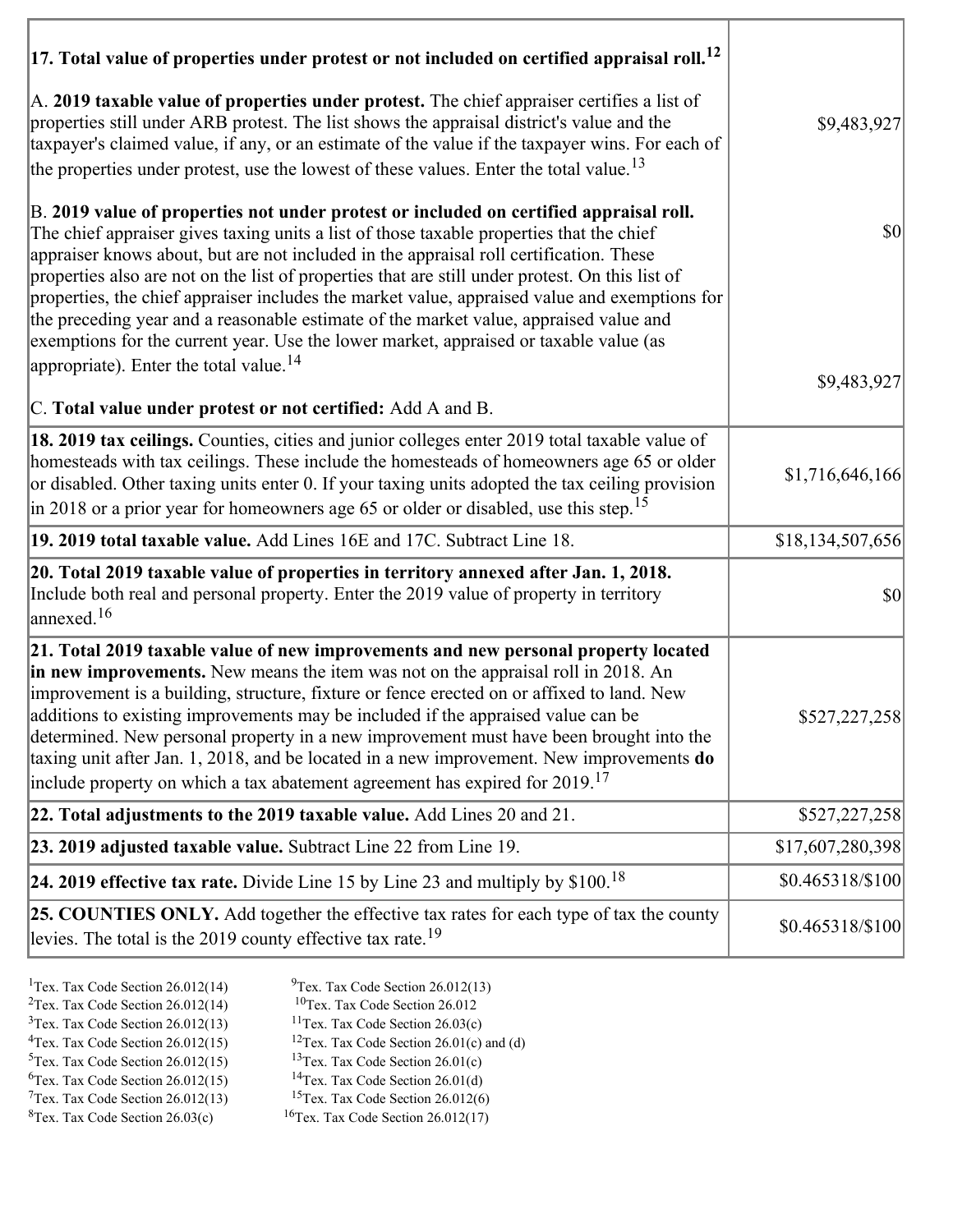| | |
|---|---|
| **17. Total value of properties under protest or not included on certified appraisal roll.**[12] | |
| A. **2019 taxable value of properties under protest.** The chief appraiser certifies a list of properties still under ARB protest. The list shows the appraisal district's value and the taxpayer's claimed value, if any, or an estimate of the value if the taxpayer wins. For each of the properties under protest, use the lowest of these values. Enter the total value.[13] | $9,483,927 |
| B. **2019 value of properties not under protest or included on certified appraisal roll.** The chief appraiser gives taxing units a list of those taxable properties that the chief appraiser knows about, but are not included in the appraisal roll certification. These properties also are not on the list of properties that are still under protest. On this list of properties, the chief appraiser includes the market value, appraised value and exemptions for the preceding year and a reasonable estimate of the market value, appraised value and exemptions for the current year. Use the lower market, appraised or taxable value (as appropriate). Enter the total value.[14] | $0 |
| C. **Total value under protest or not certified:** Add A and B. | $9,483,927 |
| **18. 2019 tax ceilings.** Counties, cities and junior colleges enter 2019 total taxable value of homesteads with tax ceilings. These include the homesteads of homeowners age 65 or older or disabled. Other taxing units enter 0. If your taxing units adopted the tax ceiling provision in 2018 or a prior year for homeowners age 65 or older or disabled, use this step.[15] | $1,716,646,166 |
| **19. 2019 total taxable value.** Add Lines 16E and 17C. Subtract Line 18. | $18,134,507,656 |
| **20. Total 2019 taxable value of properties in territory annexed after Jan. 1, 2018.** Include both real and personal property. Enter the 2019 value of property in territory annexed.[16] | $0 |
| **21. Total 2019 taxable value of new improvements and new personal property located in new improvements.** New means the item was not on the appraisal roll in 2018. An improvement is a building, structure, fixture or fence erected on or affixed to land. New additions to existing improvements may be included if the appraised value can be determined. New personal property in a new improvement must have been brought into the taxing unit after Jan. 1, 2018, and be located in a new improvement. New improvements **do** include property on which a tax abatement agreement has expired for 2019.[17] | $527,227,258 |
| **22. Total adjustments to the 2019 taxable value.** Add Lines 20 and 21. | $527,227,258 |
| **23. 2019 adjusted taxable value.** Subtract Line 22 from Line 19. | $17,607,280,398 |
| **24. 2019 effective tax rate.** Divide Line 15 by Line 23 and multiply by $100.[18] | $0.465318/$100 |
| **25. COUNTIES ONLY.** Add together the effective tax rates for each type of tax the county levies. The total is the 2019 county effective tax rate.[19] | $0.465318/$100 |

[1]Tex. Tax Code Section 26.012(14)
[2]Tex. Tax Code Section 26.012(14)
[3]Tex. Tax Code Section 26.012(13)
[4]Tex. Tax Code Section 26.012(15)
[5]Tex. Tax Code Section 26.012(15)
[6]Tex. Tax Code Section 26.012(15)
[7]Tex. Tax Code Section 26.012(13)
[8]Tex. Tax Code Section 26.03(c)
[9]Tex. Tax Code Section 26.012(13)
[10]Tex. Tax Code Section 26.012
[11]Tex. Tax Code Section 26.03(c)
[12]Tex. Tax Code Section 26.01(c) and (d)
[13]Tex. Tax Code Section 26.01(c)
[14]Tex. Tax Code Section 26.01(d)
[15]Tex. Tax Code Section 26.012(6)
[16]Tex. Tax Code Section 26.012(17)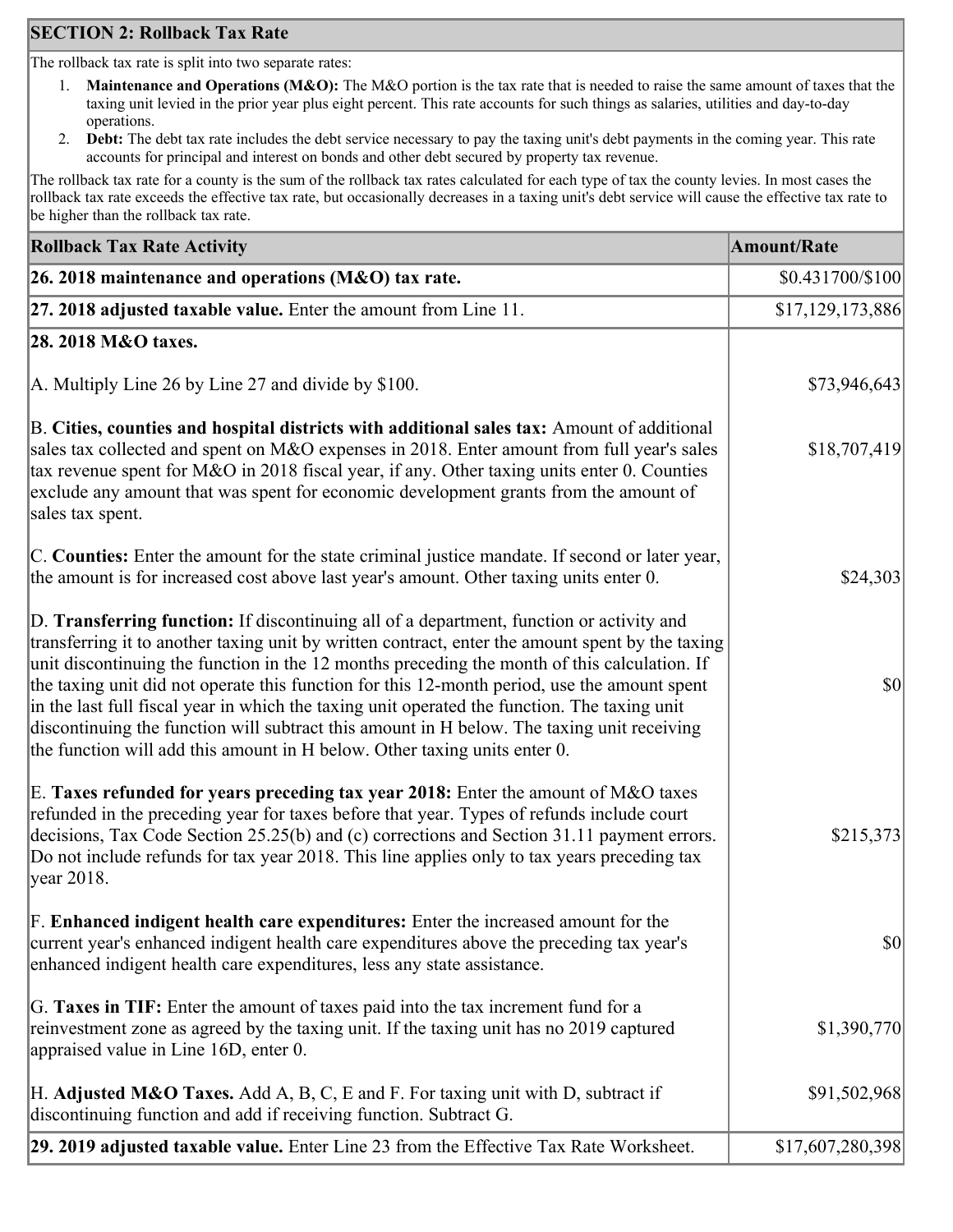## SECTION 2: Rollback Tax Rate

The rollback tax rate is split into two separate rates:

1. **Maintenance and Operations (M&O):** The M&O portion is the tax rate that is needed to raise the same amount of taxes that the taxing unit levied in the prior year plus eight percent. This rate accounts for such things as salaries, utilities and day-to-day operations.
2. **Debt:** The debt tax rate includes the debt service necessary to pay the taxing unit's debt payments in the coming year. This rate accounts for principal and interest on bonds and other debt secured by property tax revenue.

The rollback tax rate for a county is the sum of the rollback tax rates calculated for each type of tax the county levies. In most cases the rollback tax rate exceeds the effective tax rate, but occasionally decreases in a taxing unit's debt service will cause the effective tax rate to be higher than the rollback tax rate.

| Rollback Tax Rate Activity | Amount/Rate |
|---|---|
| **26. 2018 maintenance and operations (M&O) tax rate.** | $0.431700/$100 |
| **27. 2018 adjusted taxable value.** Enter the amount from Line 11. | $17,129,173,886 |
| **28. 2018 M&O taxes.** | |
| A. Multiply Line 26 by Line 27 and divide by $100. | $73,946,643 |
| B. **Cities, counties and hospital districts with additional sales tax:** Amount of additional sales tax collected and spent on M&O expenses in 2018. Enter amount from full year's sales tax revenue spent for M&O in 2018 fiscal year, if any. Other taxing units enter 0. Counties exclude any amount that was spent for economic development grants from the amount of sales tax spent. | $18,707,419 |
| C. **Counties:** Enter the amount for the state criminal justice mandate. If second or later year, the amount is for increased cost above last year's amount. Other taxing units enter 0. | $24,303 |
| D. **Transferring function:** If discontinuing all of a department, function or activity and transferring it to another taxing unit by written contract, enter the amount spent by the taxing unit discontinuing the function in the 12 months preceding the month of this calculation. If the taxing unit did not operate this function for this 12-month period, use the amount spent in the last full fiscal year in which the taxing unit operated the function. The taxing unit discontinuing the function will subtract this amount in H below. The taxing unit receiving the function will add this amount in H below. Other taxing units enter 0. | $0 |
| E. **Taxes refunded for years preceding tax year 2018:** Enter the amount of M&O taxes refunded in the preceding year for taxes before that year. Types of refunds include court decisions, Tax Code Section 25.25(b) and (c) corrections and Section 31.11 payment errors. Do not include refunds for tax year 2018. This line applies only to tax years preceding tax year 2018. | $215,373 |
| F. **Enhanced indigent health care expenditures:** Enter the increased amount for the current year's enhanced indigent health care expenditures above the preceding tax year's enhanced indigent health care expenditures, less any state assistance. | $0 |
| G. **Taxes in TIF:** Enter the amount of taxes paid into the tax increment fund for a reinvestment zone as agreed by the taxing unit. If the taxing unit has no 2019 captured appraised value in Line 16D, enter 0. | $1,390,770 |
| H. **Adjusted M&O Taxes.** Add A, B, C, E and F. For taxing unit with D, subtract if discontinuing function and add if receiving function. Subtract G. | $91,502,968 |
| **29. 2019 adjusted taxable value.** Enter Line 23 from the Effective Tax Rate Worksheet. | $17,607,280,398 |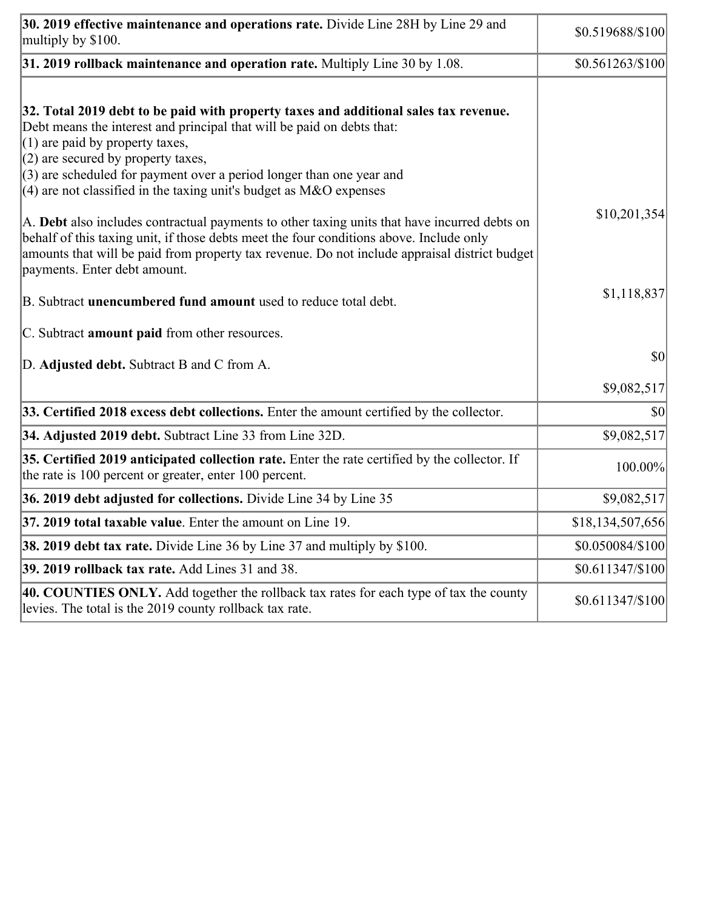| | |
|---|---|
| **30. 2019 effective maintenance and operations rate.** Divide Line 28H by Line 29 and multiply by $100. | $0.519688/$100 |
| **31. 2019 rollback maintenance and operation rate.** Multiply Line 30 by 1.08. | $0.561263/$100 |
| **32. Total 2019 debt to be paid with property taxes and additional sales tax revenue.** Debt means the interest and principal that will be paid on debts that:<br>(1) are paid by property taxes,<br>(2) are secured by property taxes,<br>(3) are scheduled for payment over a period longer than one year and<br>(4) are not classified in the taxing unit's budget as M&O expenses<br><br>A. **Debt** also includes contractual payments to other taxing units that have incurred debts on behalf of this taxing unit, if those debts meet the four conditions above. Include only amounts that will be paid from property tax revenue. Do not include appraisal district budget payments. Enter debt amount.<br><br>B. Subtract **unencumbered fund amount** used to reduce total debt.<br><br>C. Subtract **amount paid** from other resources.<br><br>D. **Adjusted debt.** Subtract B and C from A. | $10,201,354<br><br>$1,118,837<br><br>$0<br><br>$9,082,517 |
| **33. Certified 2018 excess debt collections.** Enter the amount certified by the collector. | $0 |
| **34. Adjusted 2019 debt.** Subtract Line 33 from Line 32D. | $9,082,517 |
| **35. Certified 2019 anticipated collection rate.** Enter the rate certified by the collector. If the rate is 100 percent or greater, enter 100 percent. | 100.00% |
| **36. 2019 debt adjusted for collections.** Divide Line 34 by Line 35 | $9,082,517 |
| **37. 2019 total taxable value**. Enter the amount on Line 19. | $18,134,507,656 |
| **38. 2019 debt tax rate.** Divide Line 36 by Line 37 and multiply by $100. | $0.050084/$100 |
| **39. 2019 rollback tax rate.** Add Lines 31 and 38. | $0.611347/$100 |
| **40. COUNTIES ONLY.** Add together the rollback tax rates for each type of tax the county levies. The total is the 2019 county rollback tax rate. | $0.611347/$100 |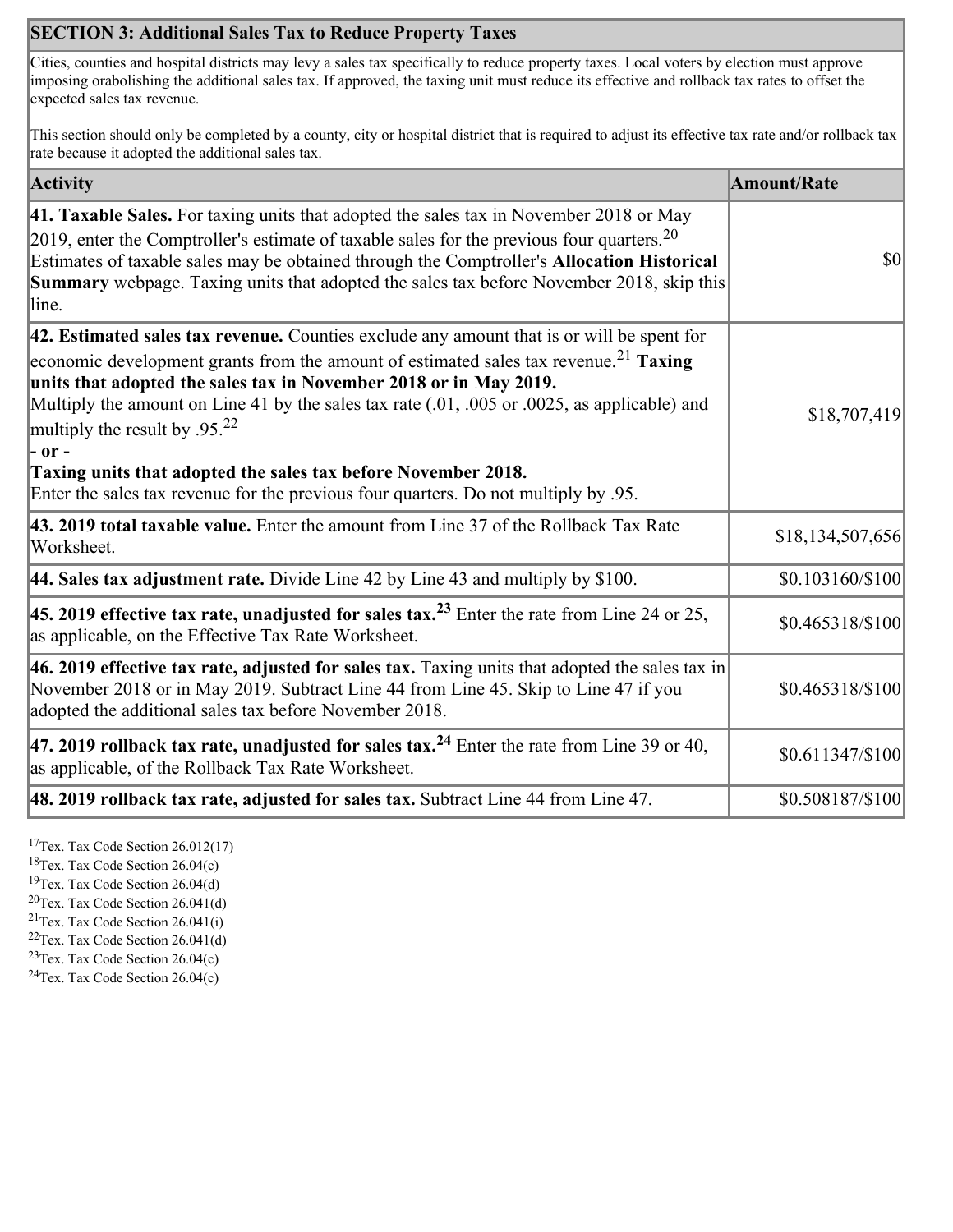| SECTION 3: Additional Sales Tax to Reduce Property Taxes | |
|---|---|

Cities, counties and hospital districts may levy a sales tax specifically to reduce property taxes. Local voters by election must approve imposing orabolishing the additional sales tax. If approved, the taxing unit must reduce its effective and rollback tax rates to offset the expected sales tax revenue.

This section should only be completed by a county, city or hospital district that is required to adjust its effective tax rate and/or rollback tax rate because it adopted the additional sales tax.

| Activity | Amount/Rate |
|---|---|
| **41. Taxable Sales.** For taxing units that adopted the sales tax in November 2018 or May 2019, enter the Comptroller's estimate of taxable sales for the previous four quarters.[20] Estimates of taxable sales may be obtained through the Comptroller's **Allocation Historical Summary** webpage. Taxing units that adopted the sales tax before November 2018, skip this line. | $0 |
| **42. Estimated sales tax revenue.** Counties exclude any amount that is or will be spent for economic development grants from the amount of estimated sales tax revenue.[21] **Taxing units that adopted the sales tax in November 2018 or in May 2019.** Multiply the amount on Line 41 by the sales tax rate (.01, .005 or .0025, as applicable) and multiply the result by .95.[22] **- or - Taxing units that adopted the sales tax before November 2018.** Enter the sales tax revenue for the previous four quarters. Do not multiply by .95. | $18,707,419 |
| **43. 2019 total taxable value.** Enter the amount from Line 37 of the Rollback Tax Rate Worksheet. | $18,134,507,656 |
| **44. Sales tax adjustment rate.** Divide Line 42 by Line 43 and multiply by $100. | $0.103160/$100 |
| **45. 2019 effective tax rate, unadjusted for sales tax.**[23] Enter the rate from Line 24 or 25, as applicable, on the Effective Tax Rate Worksheet. | $0.465318/$100 |
| **46. 2019 effective tax rate, adjusted for sales tax.** Taxing units that adopted the sales tax in November 2018 or in May 2019. Subtract Line 44 from Line 45. Skip to Line 47 if you adopted the additional sales tax before November 2018. | $0.465318/$100 |
| **47. 2019 rollback tax rate, unadjusted for sales tax.**[24] Enter the rate from Line 39 or 40, as applicable, of the Rollback Tax Rate Worksheet. | $0.611347/$100 |
| **48. 2019 rollback tax rate, adjusted for sales tax.** Subtract Line 44 from Line 47. | $0.508187/$100 |

[17]Tex. Tax Code Section 26.012(17)
[18]Tex. Tax Code Section 26.04(c)
[19]Tex. Tax Code Section 26.04(d)
[20]Tex. Tax Code Section 26.041(d)
[21]Tex. Tax Code Section 26.041(i)
[22]Tex. Tax Code Section 26.041(d)
[23]Tex. Tax Code Section 26.04(c)
[24]Tex. Tax Code Section 26.04(c)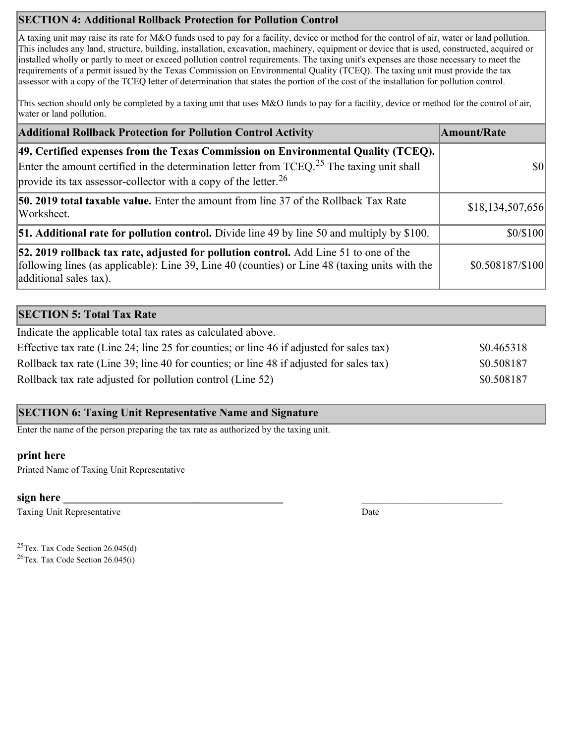## SECTION 4: Additional Rollback Protection for Pollution Control

A taxing unit may raise its rate for M&O funds used to pay for a facility, device or method for the control of air, water or land pollution. This includes any land, structure, building, installation, excavation, machinery, equipment or device that is used, constructed, acquired or installed wholly or partly to meet or exceed pollution control requirements. The taxing unit's expenses are those necessary to meet the requirements of a permit issued by the Texas Commission on Environmental Quality (TCEQ). The taxing unit must provide the tax assessor with a copy of the TCEQ letter of determination that states the portion of the cost of the installation for pollution control.

This section should only be completed by a taxing unit that uses M&O funds to pay for a facility, device or method for the control of air, water or land pollution.

| Additional Rollback Protection for Pollution Control Activity | Amount/Rate |
|---|---|
| **49. Certified expenses from the Texas Commission on Environmental Quality (TCEQ).** Enter the amount certified in the determination letter from TCEQ.[25] The taxing unit shall provide its tax assessor-collector with a copy of the letter.[26] | $0 |
| **50. 2019 total taxable value.** Enter the amount from line 37 of the Rollback Tax Rate Worksheet. | $18,134,507,656 |
| **51. Additional rate for pollution control.** Divide line 49 by line 50 and multiply by $100. | $0/$100 |
| **52. 2019 rollback tax rate, adjusted for pollution control.** Add Line 51 to one of the following lines (as applicable): Line 39, Line 40 (counties) or Line 48 (taxing units with the additional sales tax). | $0.508187/$100 |

## SECTION 5: Total Tax Rate

Indicate the applicable total tax rates as calculated above.

| | |
|---|---|
| Effective tax rate (Line 24; line 25 for counties; or line 46 if adjusted for sales tax) | $0.465318 |
| Rollback tax rate (Line 39; line 40 for counties; or line 48 if adjusted for sales tax) | $0.508187 |
| Rollback tax rate adjusted for pollution control (Line 52) | $0.508187 |

## SECTION 6: Taxing Unit Representative Name and Signature

Enter the name of the person preparing the tax rate as authorized by the taxing unit.

**print here**

Printed Name of Taxing Unit Representative

**sign here** ________________________________________ ____________________________

Taxing Unit Representative Date

[25] Tex. Tax Code Section 26.045(d)
[26] Tex. Tax Code Section 26.045(i)